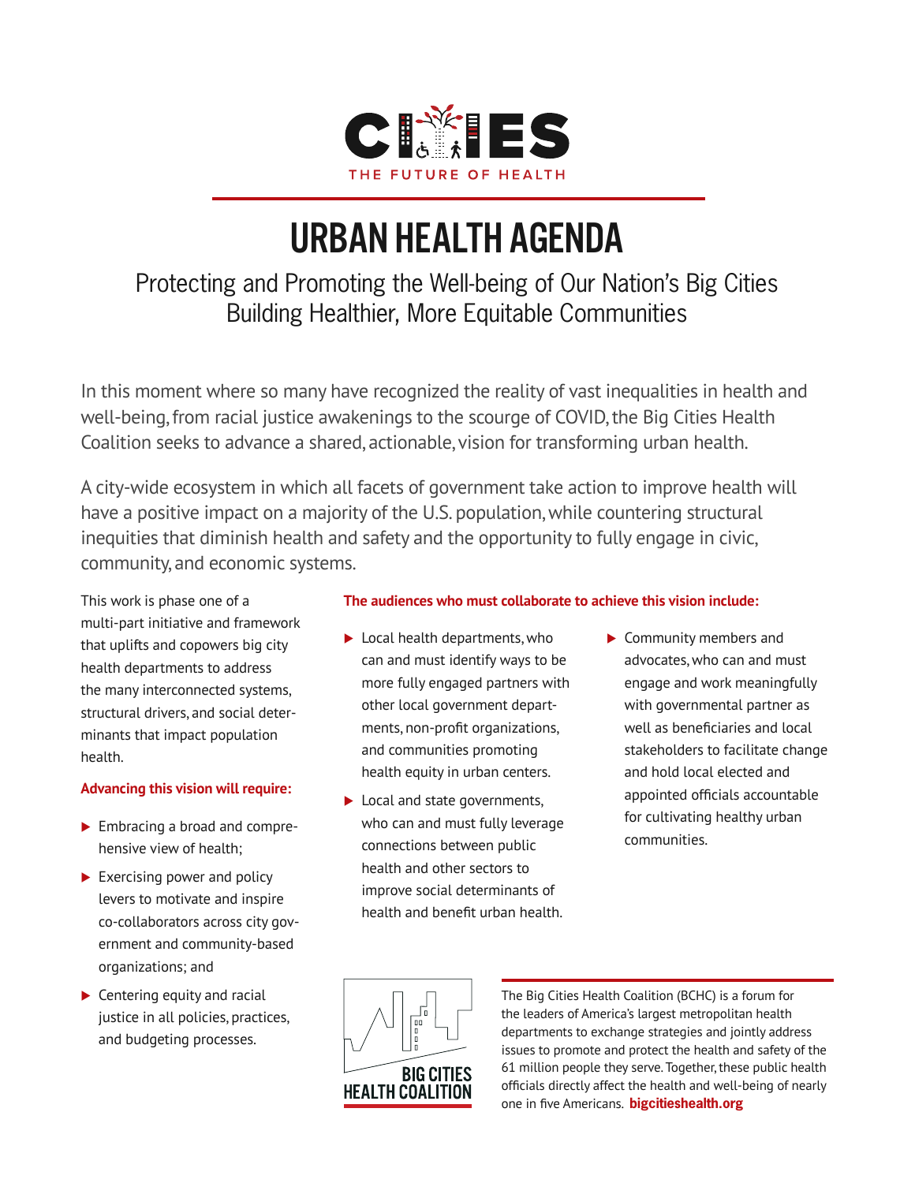CITIES

THE FUTURE OF HEALTH

# URBAN HEALTH AGENDA

## Protecting and Promoting the Well-being of Our Nation's Big Cities Building Healthier, More Equitable Communities

In this moment where so many have recognized the reality of vast inequalities in health and well-being, from racial justice awakenings to the scourge of COVID, the Big Cities Health Coalition seeks to advance a shared, actionable, vision for transforming urban health.

A city-wide ecosystem in which all facets of government take action to improve health will have a positive impact on a majority of the U.S. population, while countering structural inequities that diminish health and safety and the opportunity to fully engage in civic, community, and economic systems.

This work is phase one of a multi-part initiative and framework that uplifts and copowers big city health departments to address the many interconnected systems, structural drivers, and social determinants that impact population health.

**Advancing this vision will require:**

- Embracing a broad and comprehensive view of health;
- Exercising power and policy levers to motivate and inspire co-collaborators across city government and community-based organizations; and
- Centering equity and racial justice in all policies, practices, and budgeting processes.

**The audiences who must collaborate to achieve this vision include:**

- Local health departments, who can and must identify ways to be more fully engaged partners with other local government departments, non-profit organizations, and communities promoting health equity in urban centers.
- Local and state governments, who can and must fully leverage connections between public health and other sectors to improve social determinants of health and benefit urban health.
- Community members and advocates, who can and must engage and work meaningfully with governmental partner as well as beneficiaries and local stakeholders to facilitate change and hold local elected and appointed officials accountable for cultivating healthy urban communities.

BIG CITIES HEALTH COALITION

The Big Cities Health Coalition (BCHC) is a forum for the leaders of America's largest metropolitan health departments to exchange strategies and jointly address issues to promote and protect the health and safety of the 61 million people they serve. Together, these public health officials directly affect the health and well-being of nearly one in five Americans. **bigcitieshealth.org**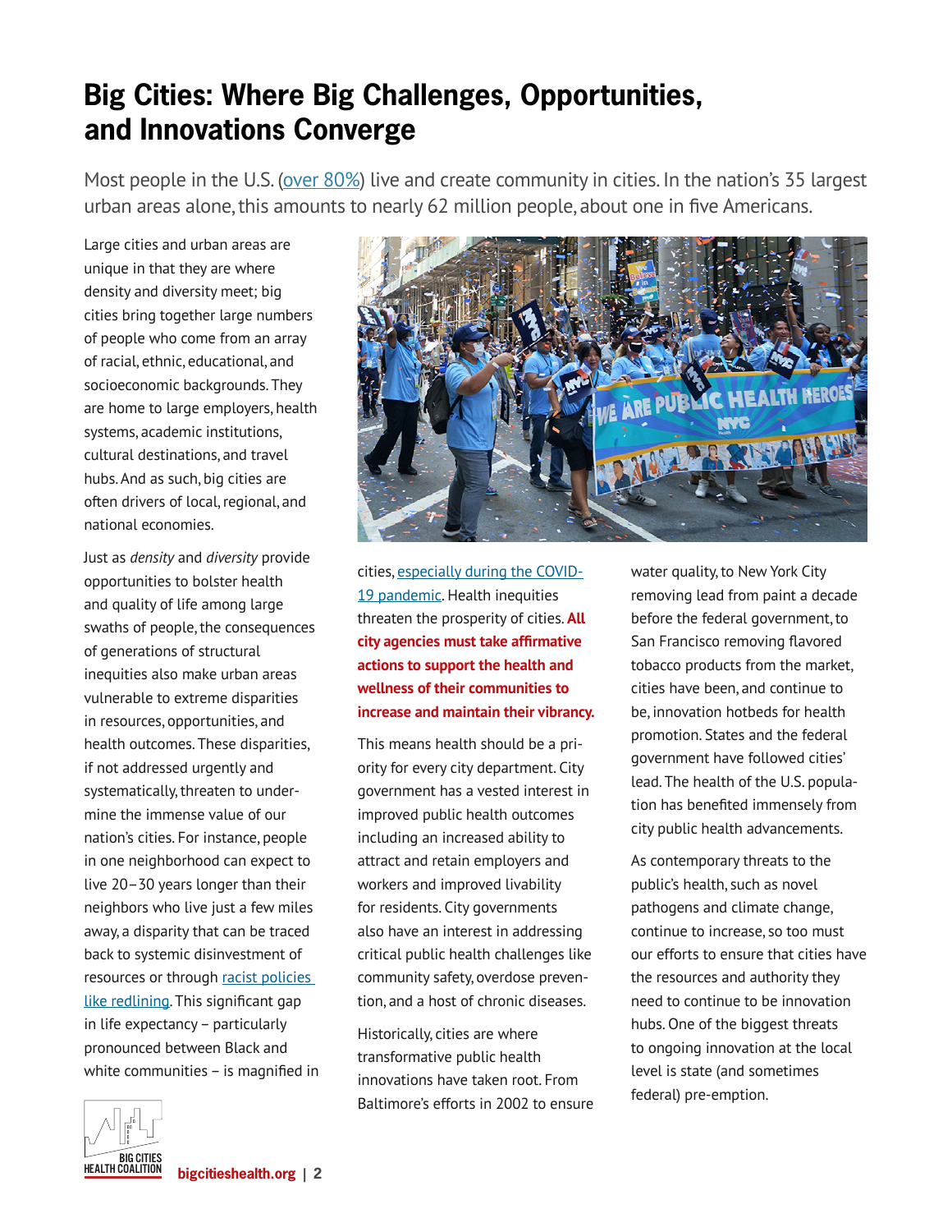# Big Cities: Where Big Challenges, Opportunities, and Innovations Converge

Most people in the U.S. (over 80%) live and create community in cities. In the nation's 35 largest urban areas alone, this amounts to nearly 62 million people, about one in five Americans.

Large cities and urban areas are unique in that they are where density and diversity meet; big cities bring together large numbers of people who come from an array of racial, ethnic, educational, and socioeconomic backgrounds. They are home to large employers, health systems, academic institutions, cultural destinations, and travel hubs. And as such, big cities are often drivers of local, regional, and national economies.

Just as *density* and *diversity* provide opportunities to bolster health and quality of life among large swaths of people, the consequences of generations of structural inequities also make urban areas vulnerable to extreme disparities in resources, opportunities, and health outcomes. These disparities, if not addressed urgently and systematically, threaten to undermine the immense value of our nation's cities. For instance, people in one neighborhood can expect to live 20–30 years longer than their neighbors who live just a few miles away, a disparity that can be traced back to systemic disinvestment of resources or through racist policies like redlining. This significant gap in life expectancy – particularly pronounced between Black and white communities – is magnified in cities, especially during the COVID-19 pandemic. Health inequities threaten the prosperity of cities. **All city agencies must take affirmative actions to support the health and wellness of their communities to increase and maintain their vibrancy.**

This means health should be a priority for every city department. City government has a vested interest in improved public health outcomes including an increased ability to attract and retain employers and workers and improved livability for residents. City governments also have an interest in addressing critical public health challenges like community safety, overdose prevention, and a host of chronic diseases.

Historically, cities are where transformative public health innovations have taken root. From Baltimore's efforts in 2002 to ensure water quality, to New York City removing lead from paint a decade before the federal government, to San Francisco removing flavored tobacco products from the market, cities have been, and continue to be, innovation hotbeds for health promotion. States and the federal government have followed cities' lead. The health of the U.S. population has benefited immensely from city public health advancements.

As contemporary threats to the public's health, such as novel pathogens and climate change, continue to increase, so too must our efforts to ensure that cities have the resources and authority they need to continue to be innovation hubs. One of the biggest threats to ongoing innovation at the local level is state (and sometimes federal) pre-emption.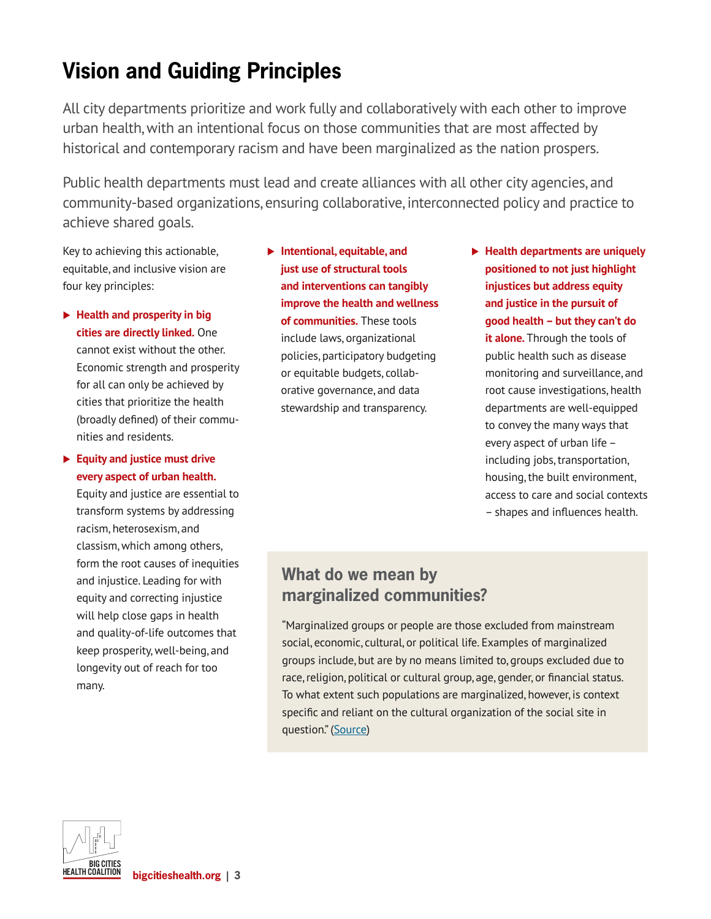# Vision and Guiding Principles

All city departments prioritize and work fully and collaboratively with each other to improve urban health, with an intentional focus on those communities that are most affected by historical and contemporary racism and have been marginalized as the nation prospers.

Public health departments must lead and create alliances with all other city agencies, and community-based organizations, ensuring collaborative, interconnected policy and practice to achieve shared goals.

Key to achieving this actionable, equitable, and inclusive vision are four key principles:

- **Health and prosperity in big cities are directly linked.** One cannot exist without the other. Economic strength and prosperity for all can only be achieved by cities that prioritize the health (broadly defined) of their communities and residents.
- **Equity and justice must drive every aspect of urban health.** Equity and justice are essential to transform systems by addressing racism, heterosexism, and classism, which among others, form the root causes of inequities and injustice. Leading for with equity and correcting injustice will help close gaps in health and quality-of-life outcomes that keep prosperity, well-being, and longevity out of reach for too many.
- **Intentional, equitable, and just use of structural tools and interventions can tangibly improve the health and wellness of communities.** These tools include laws, organizational policies, participatory budgeting or equitable budgets, collaborative governance, and data stewardship and transparency.
- **Health departments are uniquely positioned to not just highlight injustices but address equity and justice in the pursuit of good health – but they can't do it alone.** Through the tools of public health such as disease monitoring and surveillance, and root cause investigations, health departments are well-equipped to convey the many ways that every aspect of urban life – including jobs, transportation, housing, the built environment, access to care and social contexts – shapes and influences health.

## What do we mean by marginalized communities?

"Marginalized groups or people are those excluded from mainstream social, economic, cultural, or political life. Examples of marginalized groups include, but are by no means limited to, groups excluded due to race, religion, political or cultural group, age, gender, or financial status. To what extent such populations are marginalized, however, is context specific and reliant on the cultural organization of the social site in question." (Source)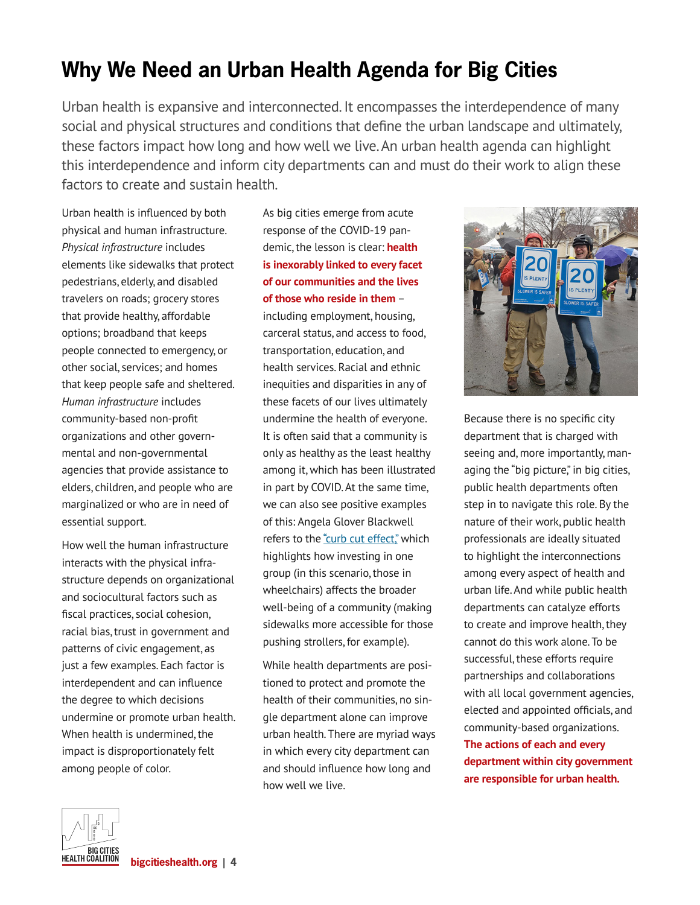# Why We Need an Urban Health Agenda for Big Cities

Urban health is expansive and interconnected. It encompasses the interdependence of many social and physical structures and conditions that define the urban landscape and ultimately, these factors impact how long and how well we live. An urban health agenda can highlight this interdependence and inform city departments can and must do their work to align these factors to create and sustain health.

Urban health is influenced by both physical and human infrastructure. *Physical infrastructure* includes elements like sidewalks that protect pedestrians, elderly, and disabled travelers on roads; grocery stores that provide healthy, affordable options; broadband that keeps people connected to emergency, or other social, services; and homes that keep people safe and sheltered. *Human infrastructure* includes community-based non-profit organizations and other governmental and non-governmental agencies that provide assistance to elders, children, and people who are marginalized or who are in need of essential support.

How well the human infrastructure interacts with the physical infrastructure depends on organizational and sociocultural factors such as fiscal practices, social cohesion, racial bias, trust in government and patterns of civic engagement, as just a few examples. Each factor is interdependent and can influence the degree to which decisions undermine or promote urban health. When health is undermined, the impact is disproportionately felt among people of color.

As big cities emerge from acute response of the COVID-19 pandemic, the lesson is clear: **health is inexorably linked to every facet of our communities and the lives of those who reside in them** – including employment, housing, carceral status, and access to food, transportation, education, and health services. Racial and ethnic inequities and disparities in any of these facets of our lives ultimately undermine the health of everyone. It is often said that a community is only as healthy as the least healthy among it, which has been illustrated in part by COVID. At the same time, we can also see positive examples of this: Angela Glover Blackwell refers to the "curb cut effect," which highlights how investing in one group (in this scenario, those in wheelchairs) affects the broader well-being of a community (making sidewalks more accessible for those pushing strollers, for example).

While health departments are positioned to protect and promote the health of their communities, no single department alone can improve urban health. There are myriad ways in which every city department can and should influence how long and how well we live.

Because there is no specific city department that is charged with seeing and, more importantly, managing the "big picture," in big cities, public health departments often step in to navigate this role. By the nature of their work, public health professionals are ideally situated to highlight the interconnections among every aspect of health and urban life. And while public health departments can catalyze efforts to create and improve health, they cannot do this work alone. To be successful, these efforts require partnerships and collaborations with all local government agencies, elected and appointed officials, and community-based organizations. **The actions of each and every department within city government are responsible for urban health.**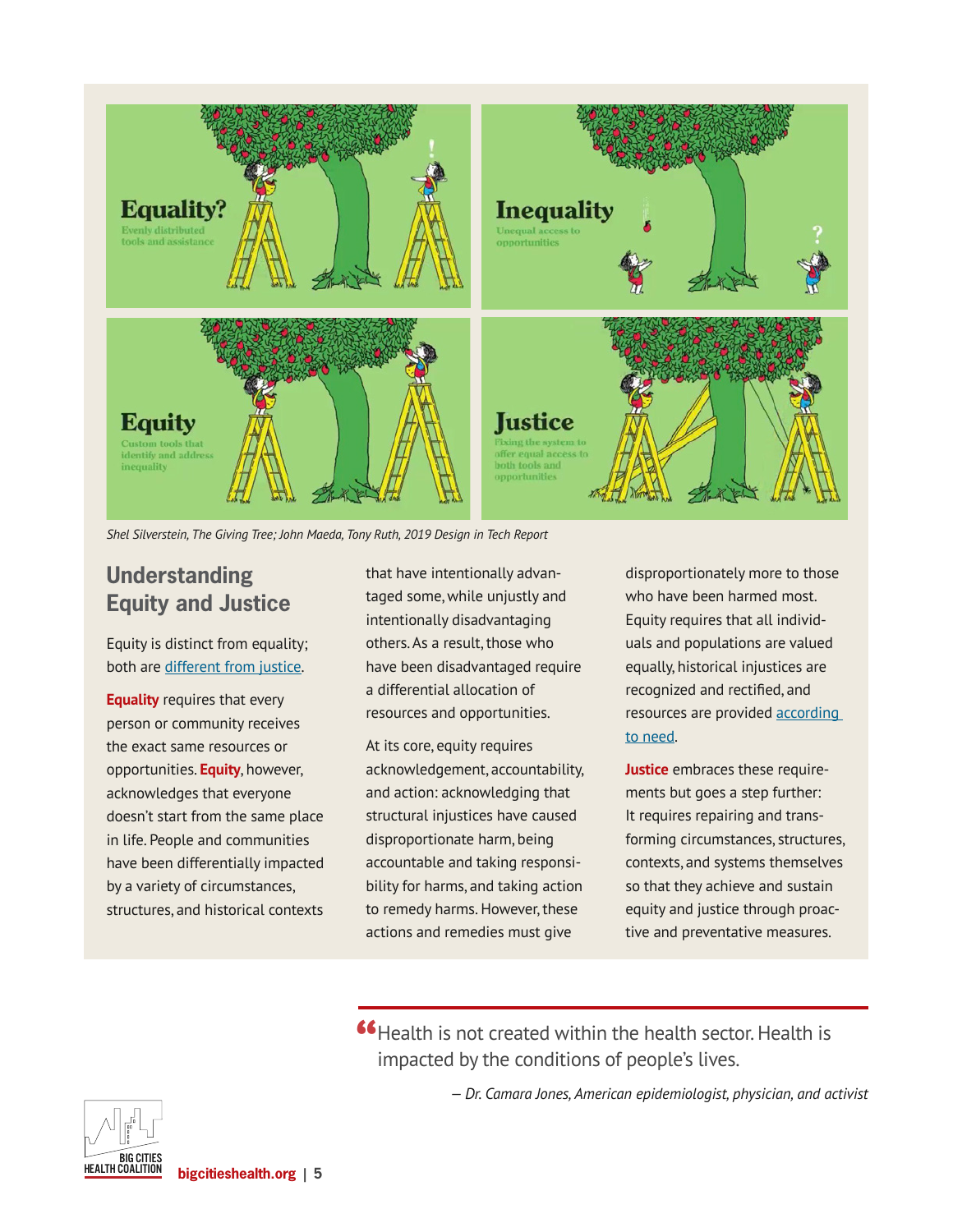Equality?
Evenly distributed tools and assistance

Inequality
Unequal access to opportunities

Equity
Custom tools that identify and address inequality

Justice
Fixing the system to offer equal access to both tools and opportunities

*Shel Silverstein, The Giving Tree; John Maeda, Tony Ruth, 2019 Design in Tech Report*

## Understanding Equity and Justice

Equity is distinct from equality; both are different from justice.

**Equality** requires that every person or community receives the exact same resources or opportunities. **Equity**, however, acknowledges that everyone doesn't start from the same place in life. People and communities have been differentially impacted by a variety of circumstances, structures, and historical contexts that have intentionally advantaged some, while unjustly and intentionally disadvantaging others. As a result, those who have been disadvantaged require a differential allocation of resources and opportunities.

At its core, equity requires acknowledgement, accountability, and action: acknowledging that structural injustices have caused disproportionate harm, being accountable and taking responsibility for harms, and taking action to remedy harms. However, these actions and remedies must give disproportionately more to those who have been harmed most. Equity requires that all individuals and populations are valued equally, historical injustices are recognized and rectified, and resources are provided according to need.

**Justice** embraces these requirements but goes a step further: It requires repairing and transforming circumstances, structures, contexts, and systems themselves so that they achieve and sustain equity and justice through proactive and preventative measures.

> "Health is not created within the health sector. Health is impacted by the conditions of people's lives.
>
> *– Dr. Camara Jones, American epidemiologist, physician, and activist*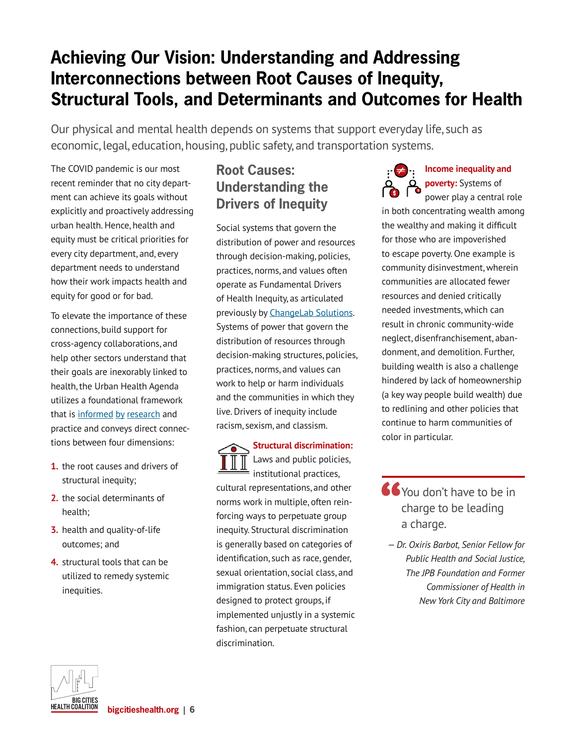# Achieving Our Vision: Understanding and Addressing Interconnections between Root Causes of Inequity, Structural Tools, and Determinants and Outcomes for Health

Our physical and mental health depends on systems that support everyday life, such as economic, legal, education, housing, public safety, and transportation systems.

The COVID pandemic is our most recent reminder that no city department can achieve its goals without explicitly and proactively addressing urban health. Hence, health and equity must be critical priorities for every city department, and, every department needs to understand how their work impacts health and equity for good or for bad.

To elevate the importance of these connections, build support for cross-agency collaborations, and help other sectors understand that their goals are inexorably linked to health, the Urban Health Agenda utilizes a foundational framework that is informed by research and practice and conveys direct connections between four dimensions:

1. the root causes and drivers of structural inequity;
2. the social determinants of health;
3. health and quality-of-life outcomes; and
4. structural tools that can be utilized to remedy systemic inequities.

## Root Causes: Understanding the Drivers of Inequity

Social systems that govern the distribution of power and resources through decision-making, policies, practices, norms, and values often operate as Fundamental Drivers of Health Inequity, as articulated previously by ChangeLab Solutions. Systems of power that govern the distribution of resources through decision-making structures, policies, practices, norms, and values can work to help or harm individuals and the communities in which they live. Drivers of inequity include racism, sexism, and classism.

**Structural discrimination:** Laws and public policies, institutional practices, cultural representations, and other norms work in multiple, often reinforcing ways to perpetuate group inequity. Structural discrimination is generally based on categories of identification, such as race, gender, sexual orientation, social class, and immigration status. Even policies designed to protect groups, if implemented unjustly in a systemic fashion, can perpetuate structural discrimination.

**Income inequality and poverty:** Systems of power play a central role in both concentrating wealth among the wealthy and making it difficult for those who are impoverished to escape poverty. One example is community disinvestment, wherein communities are allocated fewer resources and denied critically needed investments, which can result in chronic community-wide neglect, disenfranchisement, abandonment, and demolition. Further, building wealth is also a challenge hindered by lack of homeownership (a key way people build wealth) due to redlining and other policies that continue to harm communities of color in particular.

> "You don't have to be in charge to be leading a charge.
>
> *— Dr. Oxiris Barbot, Senior Fellow for Public Health and Social Justice, The JPB Foundation and Former Commissioner of Health in New York City and Baltimore*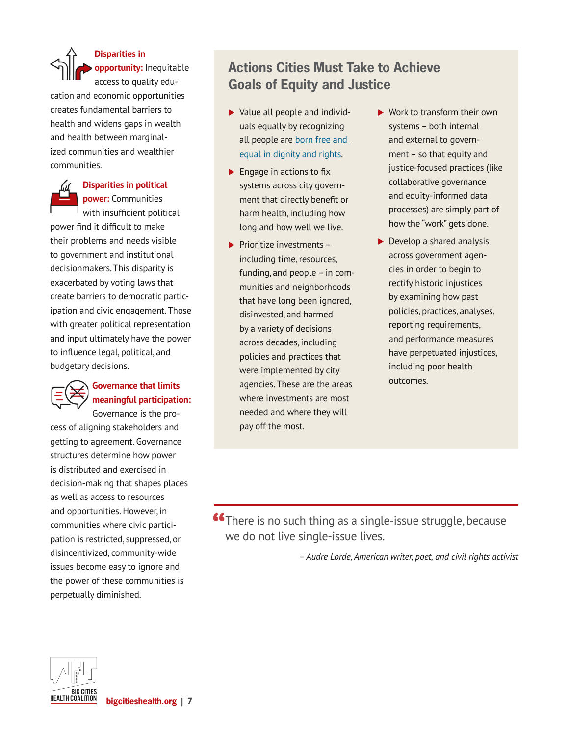**Disparities in opportunity:** Inequitable access to quality education and economic opportunities creates fundamental barriers to health and widens gaps in wealth and health between marginalized communities and wealthier communities.

**Disparities in political power:** Communities with insufficient political power find it difficult to make their problems and needs visible to government and institutional decisionmakers. This disparity is exacerbated by voting laws that create barriers to democratic participation and civic engagement. Those with greater political representation and input ultimately have the power to influence legal, political, and budgetary decisions.

**Governance that limits meaningful participation:** Governance is the process of aligning stakeholders and getting to agreement. Governance structures determine how power is distributed and exercised in decision-making that shapes places as well as access to resources and opportunities. However, in communities where civic participation is restricted, suppressed, or disincentivized, community-wide issues become easy to ignore and the power of these communities is perpetually diminished.

## Actions Cities Must Take to Achieve Goals of Equity and Justice

- Value all people and individuals equally by recognizing all people are [born free and equal in dignity and rights](#).
- Engage in actions to fix systems across city government that directly benefit or harm health, including how long and how well we live.
- Prioritize investments – including time, resources, funding, and people – in communities and neighborhoods that have long been ignored, disinvested, and harmed by a variety of decisions across decades, including policies and practices that were implemented by city agencies. These are the areas where investments are most needed and where they will pay off the most.
- Work to transform their own systems – both internal and external to government – so that equity and justice-focused practices (like collaborative governance and equity-informed data processes) are simply part of how the "work" gets done.
- Develop a shared analysis across government agencies in order to begin to rectify historic injustices by examining how past policies, practices, analyses, reporting requirements, and performance measures have perpetuated injustices, including poor health outcomes.

> "There is no such thing as a single-issue struggle, because we do not live single-issue lives.
>
> *– Audre Lorde, American writer, poet, and civil rights activist*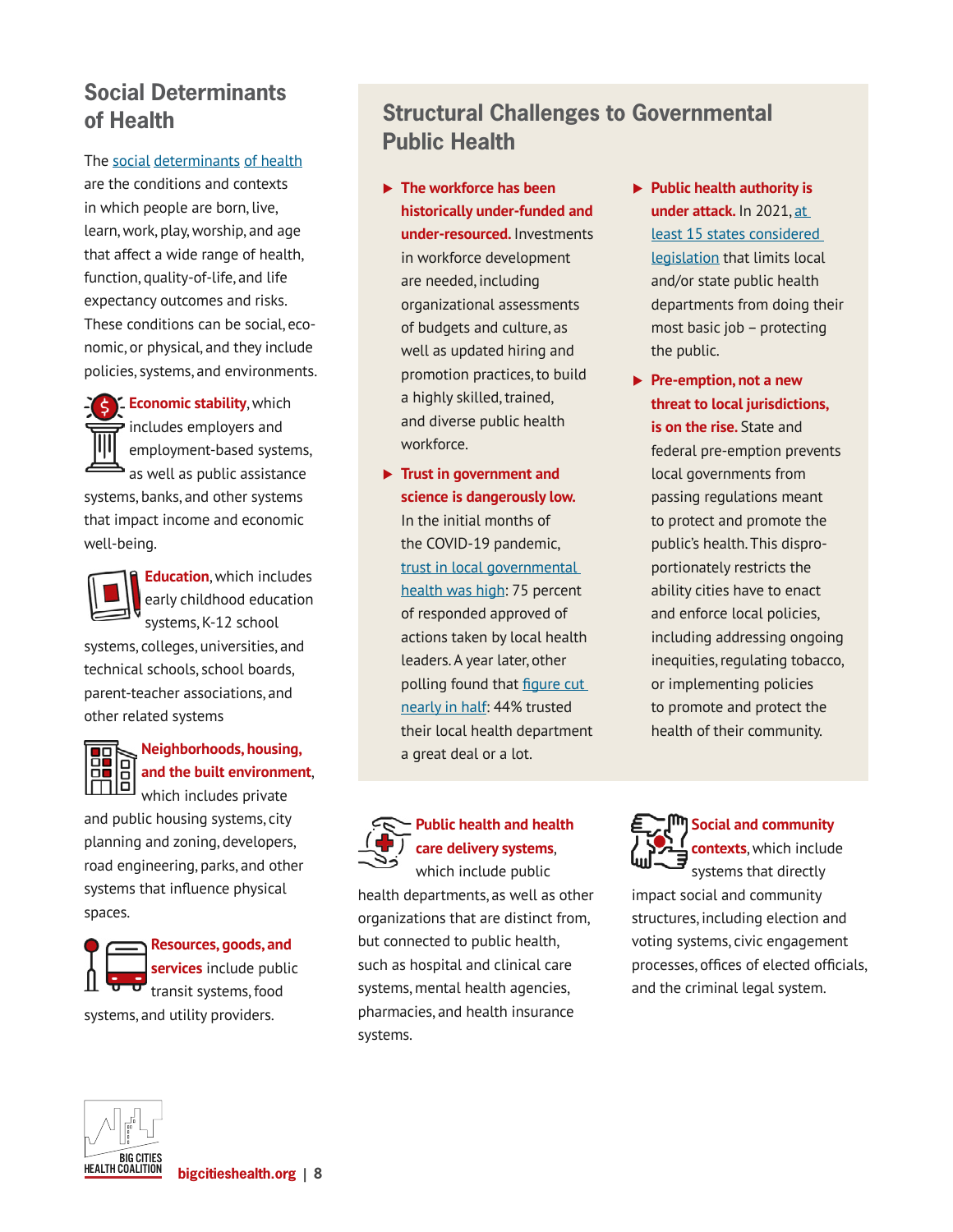## Social Determinants of Health

The social determinants of health are the conditions and contexts in which people are born, live, learn, work, play, worship, and age that affect a wide range of health, function, quality-of-life, and life expectancy outcomes and risks. These conditions can be social, economic, or physical, and they include policies, systems, and environments.

**Economic stability**, which includes employers and employment-based systems, as well as public assistance systems, banks, and other systems that impact income and economic well-being.

**Education**, which includes early childhood education systems, K-12 school systems, colleges, universities, and technical schools, school boards, parent-teacher associations, and other related systems

**Neighborhoods, housing, and the built environment**, which includes private and public housing systems, city planning and zoning, developers, road engineering, parks, and other systems that influence physical spaces.

**Resources, goods, and services** include public transit systems, food systems, and utility providers.

**Public health and health care delivery systems**, which include public health departments, as well as other organizations that are distinct from, but connected to public health, such as hospital and clinical care systems, mental health agencies, pharmacies, and health insurance systems.

**Social and community contexts**, which include systems that directly impact social and community structures, including election and voting systems, civic engagement processes, offices of elected officials, and the criminal legal system.

## Structural Challenges to Governmental Public Health

- **The workforce has been historically under-funded and under-resourced.** Investments in workforce development are needed, including organizational assessments of budgets and culture, as well as updated hiring and promotion practices, to build a highly skilled, trained, and diverse public health workforce.
- **Trust in government and science is dangerously low.** In the initial months of the COVID-19 pandemic, trust in local governmental health was high: 75 percent of responded approved of actions taken by local health leaders. A year later, other polling found that figure cut nearly in half: 44% trusted their local health department a great deal or a lot.
- **Public health authority is under attack.** In 2021, at least 15 states considered legislation that limits local and/or state public health departments from doing their most basic job – protecting the public.
- **Pre-emption, not a new threat to local jurisdictions, is on the rise.** State and federal pre-emption prevents local governments from passing regulations meant to protect and promote the public's health. This disproportionately restricts the ability cities have to enact and enforce local policies, including addressing ongoing inequities, regulating tobacco, or implementing policies to promote and protect the health of their community.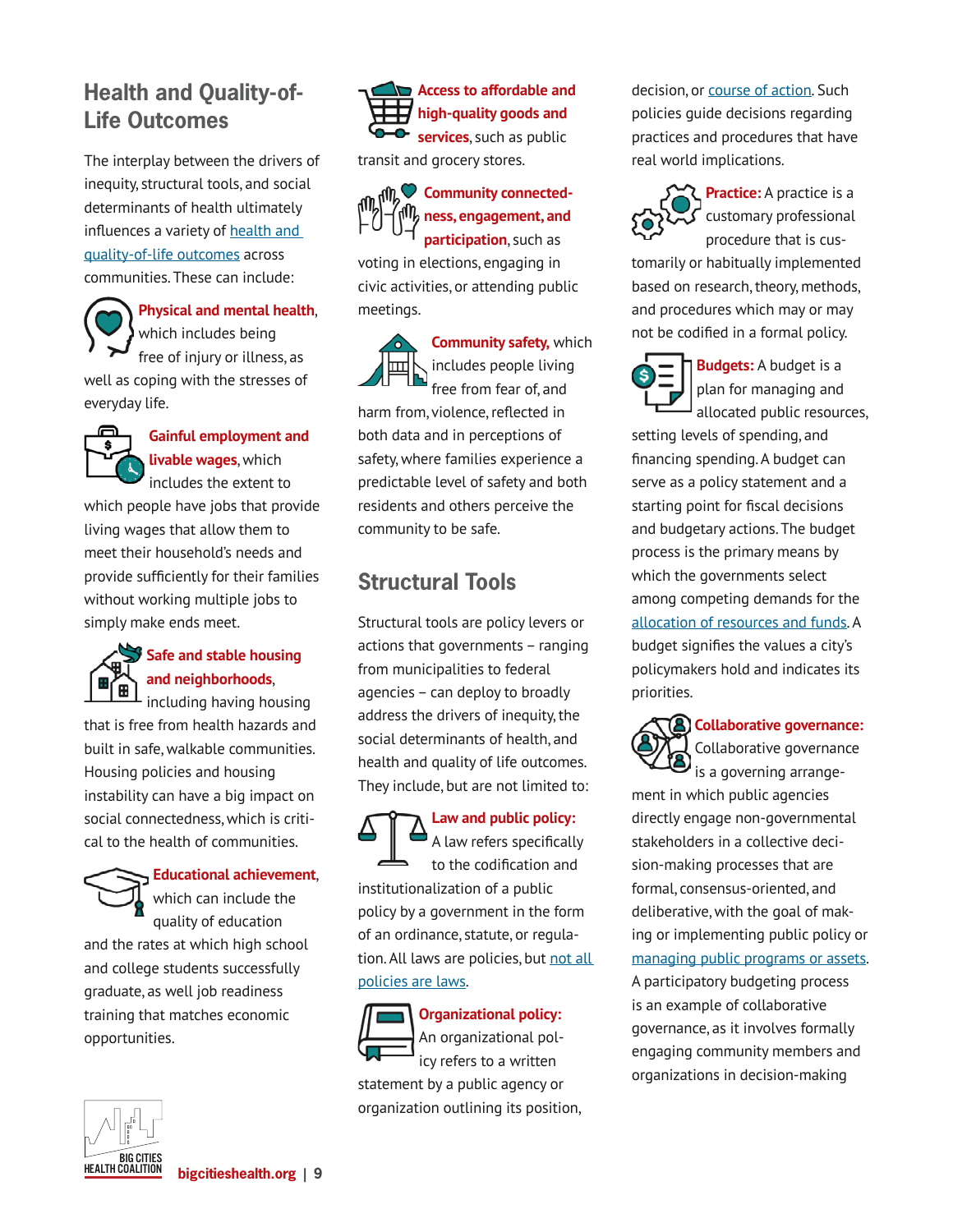## Health and Quality-of-Life Outcomes

The interplay between the drivers of inequity, structural tools, and social determinants of health ultimately influences a variety of health and quality-of-life outcomes across communities. These can include:

**Physical and mental health**, which includes being free of injury or illness, as well as coping with the stresses of everyday life.

**Gainful employment and livable wages**, which includes the extent to which people have jobs that provide living wages that allow them to meet their household's needs and provide sufficiently for their families without working multiple jobs to simply make ends meet.

**Safe and stable housing and neighborhoods**, including having housing that is free from health hazards and built in safe, walkable communities. Housing policies and housing instability can have a big impact on social connectedness, which is critical to the health of communities.

**Educational achievement**, which can include the quality of education and the rates at which high school and college students successfully graduate, as well job readiness training that matches economic opportunities.

**Access to affordable and high-quality goods and services**, such as public transit and grocery stores.

**Community connectedness, engagement, and participation**, such as voting in elections, engaging in civic activities, or attending public meetings.

**Community safety,** which includes people living free from fear of, and harm from, violence, reflected in both data and in perceptions of safety, where families experience a predictable level of safety and both residents and others perceive the community to be safe.

## Structural Tools

Structural tools are policy levers or actions that governments – ranging from municipalities to federal agencies – can deploy to broadly address the drivers of inequity, the social determinants of health, and health and quality of life outcomes. They include, but are not limited to:

**Law and public policy:** A law refers specifically to the codification and institutionalization of a public policy by a government in the form of an ordinance, statute, or regulation. All laws are policies, but not all policies are laws.

**Organizational policy:** An organizational policy refers to a written statement by a public agency or organization outlining its position, decision, or course of action. Such policies guide decisions regarding practices and procedures that have real world implications.

**Practice:** A practice is a customary professional procedure that is customarily or habitually implemented based on research, theory, methods, and procedures which may or may not be codified in a formal policy.

**Budgets:** A budget is a plan for managing and allocated public resources, setting levels of spending, and financing spending. A budget can serve as a policy statement and a starting point for fiscal decisions and budgetary actions. The budget process is the primary means by which the governments select among competing demands for the allocation of resources and funds. A budget signifies the values a city's policymakers hold and indicates its priorities.

**Collaborative governance:** Collaborative governance is a governing arrangement in which public agencies directly engage non-governmental stakeholders in a collective decision-making processes that are formal, consensus-oriented, and deliberative, with the goal of making or implementing public policy or managing public programs or assets. A participatory budgeting process is an example of collaborative governance, as it involves formally engaging community members and organizations in decision-making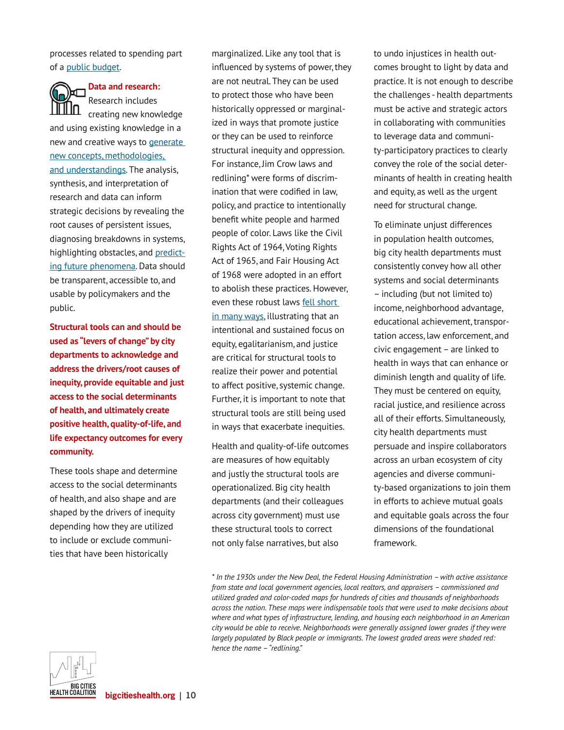processes related to spending part of a public budget.

**Data and research:** Research includes creating new knowledge and using existing knowledge in a new and creative ways to generate new concepts, methodologies, and understandings. The analysis, synthesis, and interpretation of research and data can inform strategic decisions by revealing the root causes of persistent issues, diagnosing breakdowns in systems, highlighting obstacles, and predicting future phenomena. Data should be transparent, accessible to, and usable by policymakers and the public.

**Structural tools can and should be used as "levers of change" by city departments to acknowledge and address the drivers/root causes of inequity, provide equitable and just access to the social determinants of health, and ultimately create positive health, quality-of-life, and life expectancy outcomes for every community.**

These tools shape and determine access to the social determinants of health, and also shape and are shaped by the drivers of inequity depending how they are utilized to include or exclude communities that have been historically marginalized. Like any tool that is influenced by systems of power, they are not neutral. They can be used to protect those who have been historically oppressed or marginalized in ways that promote justice or they can be used to reinforce structural inequity and oppression. For instance, Jim Crow laws and redlining* were forms of discrimination that were codified in law, policy, and practice to intentionally benefit white people and harmed people of color. Laws like the Civil Rights Act of 1964, Voting Rights Act of 1965, and Fair Housing Act of 1968 were adopted in an effort to abolish these practices. However, even these robust laws fell short in many ways, illustrating that an intentional and sustained focus on equity, egalitarianism, and justice are critical for structural tools to realize their power and potential to affect positive, systemic change. Further, it is important to note that structural tools are still being used in ways that exacerbate inequities.

Health and quality-of-life outcomes are measures of how equitably and justly the structural tools are operationalized. Big city health departments (and their colleagues across city government) must use these structural tools to correct not only false narratives, but also to undo injustices in health outcomes brought to light by data and practice. It is not enough to describe the challenges - health departments must be active and strategic actors in collaborating with communities to leverage data and community-participatory practices to clearly convey the role of the social determinants of health in creating health and equity, as well as the urgent need for structural change.

To eliminate unjust differences in population health outcomes, big city health departments must consistently convey how all other systems and social determinants – including (but not limited to) income, neighborhood advantage, educational achievement, transportation access, law enforcement, and civic engagement – are linked to health in ways that can enhance or diminish length and quality of life. They must be centered on equity, racial justice, and resilience across all of their efforts. Simultaneously, city health departments must persuade and inspire collaborators across an urban ecosystem of city agencies and diverse community-based organizations to join them in efforts to achieve mutual goals and equitable goals across the four dimensions of the foundational framework.

*\* In the 1930s under the New Deal, the Federal Housing Administration – with active assistance from state and local government agencies, local realtors, and appraisers – commissioned and utilized graded and color-coded maps for hundreds of cities and thousands of neighborhoods across the nation. These maps were indispensable tools that were used to make decisions about where and what types of infrastructure, lending, and housing each neighborhood in an American city would be able to receive. Neighborhoods were generally assigned lower grades if they were largely populated by Black people or immigrants. The lowest graded areas were shaded red: hence the name – "redlining."*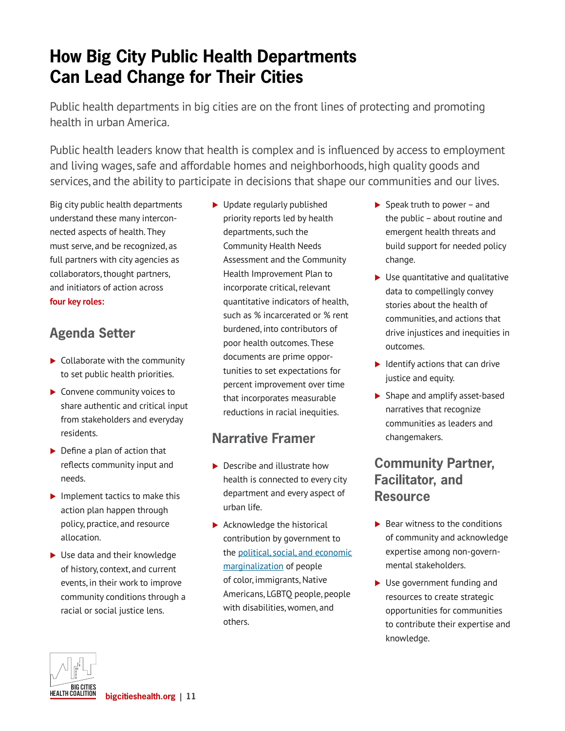# How Big City Public Health Departments Can Lead Change for Their Cities

Public health departments in big cities are on the front lines of protecting and promoting health in urban America.

Public health leaders know that health is complex and is influenced by access to employment and living wages, safe and affordable homes and neighborhoods, high quality goods and services, and the ability to participate in decisions that shape our communities and our lives.

Big city public health departments understand these many interconnected aspects of health. They must serve, and be recognized, as full partners with city agencies as collaborators, thought partners, and initiators of action across **four key roles:**

## Agenda Setter

- Collaborate with the community to set public health priorities.
- Convene community voices to share authentic and critical input from stakeholders and everyday residents.
- Define a plan of action that reflects community input and needs.
- Implement tactics to make this action plan happen through policy, practice, and resource allocation.
- Use data and their knowledge of history, context, and current events, in their work to improve community conditions through a racial or social justice lens.
- Update regularly published priority reports led by health departments, such the Community Health Needs Assessment and the Community Health Improvement Plan to incorporate critical, relevant quantitative indicators of health, such as % incarcerated or % rent burdened, into contributors of poor health outcomes. These documents are prime opportunities to set expectations for percent improvement over time that incorporates measurable reductions in racial inequities.

## Narrative Framer

- Describe and illustrate how health is connected to every city department and every aspect of urban life.
- Acknowledge the historical contribution by government to the political, social, and economic marginalization of people of color, immigrants, Native Americans, LGBTQ people, people with disabilities, women, and others.
- Speak truth to power – and the public – about routine and emergent health threats and build support for needed policy change.
- Use quantitative and qualitative data to compellingly convey stories about the health of communities, and actions that drive injustices and inequities in outcomes.
- Identify actions that can drive justice and equity.
- Shape and amplify asset-based narratives that recognize communities as leaders and changemakers.

## Community Partner, Facilitator, and Resource

- Bear witness to the conditions of community and acknowledge expertise among non-governmental stakeholders.
- Use government funding and resources to create strategic opportunities for communities to contribute their expertise and knowledge.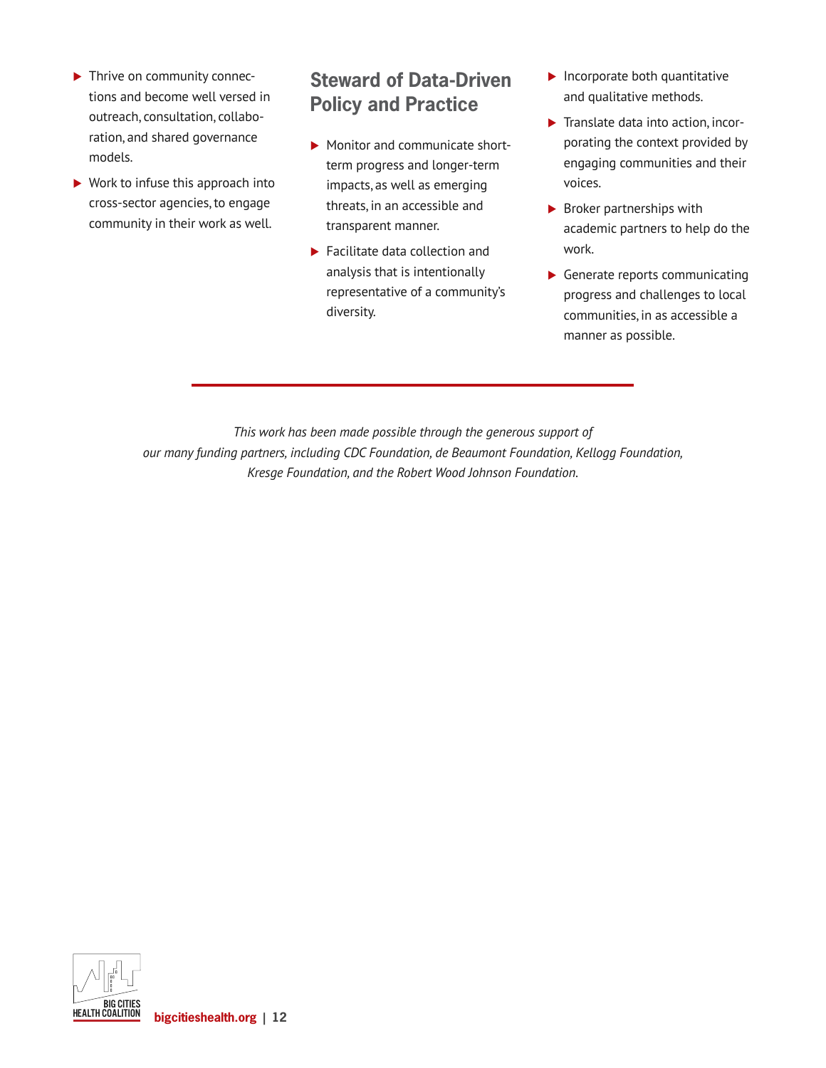- Thrive on community connections and become well versed in outreach, consultation, collaboration, and shared governance models.
- Work to infuse this approach into cross-sector agencies, to engage community in their work as well.

## Steward of Data-Driven Policy and Practice

- Monitor and communicate short-term progress and longer-term impacts, as well as emerging threats, in an accessible and transparent manner.
- Facilitate data collection and analysis that is intentionally representative of a community's diversity.
- Incorporate both quantitative and qualitative methods.
- Translate data into action, incorporating the context provided by engaging communities and their voices.
- Broker partnerships with academic partners to help do the work.
- Generate reports communicating progress and challenges to local communities, in as accessible a manner as possible.

---

*This work has been made possible through the generous support of our many funding partners, including CDC Foundation, de Beaumont Foundation, Kellogg Foundation, Kresge Foundation, and the Robert Wood Johnson Foundation.*